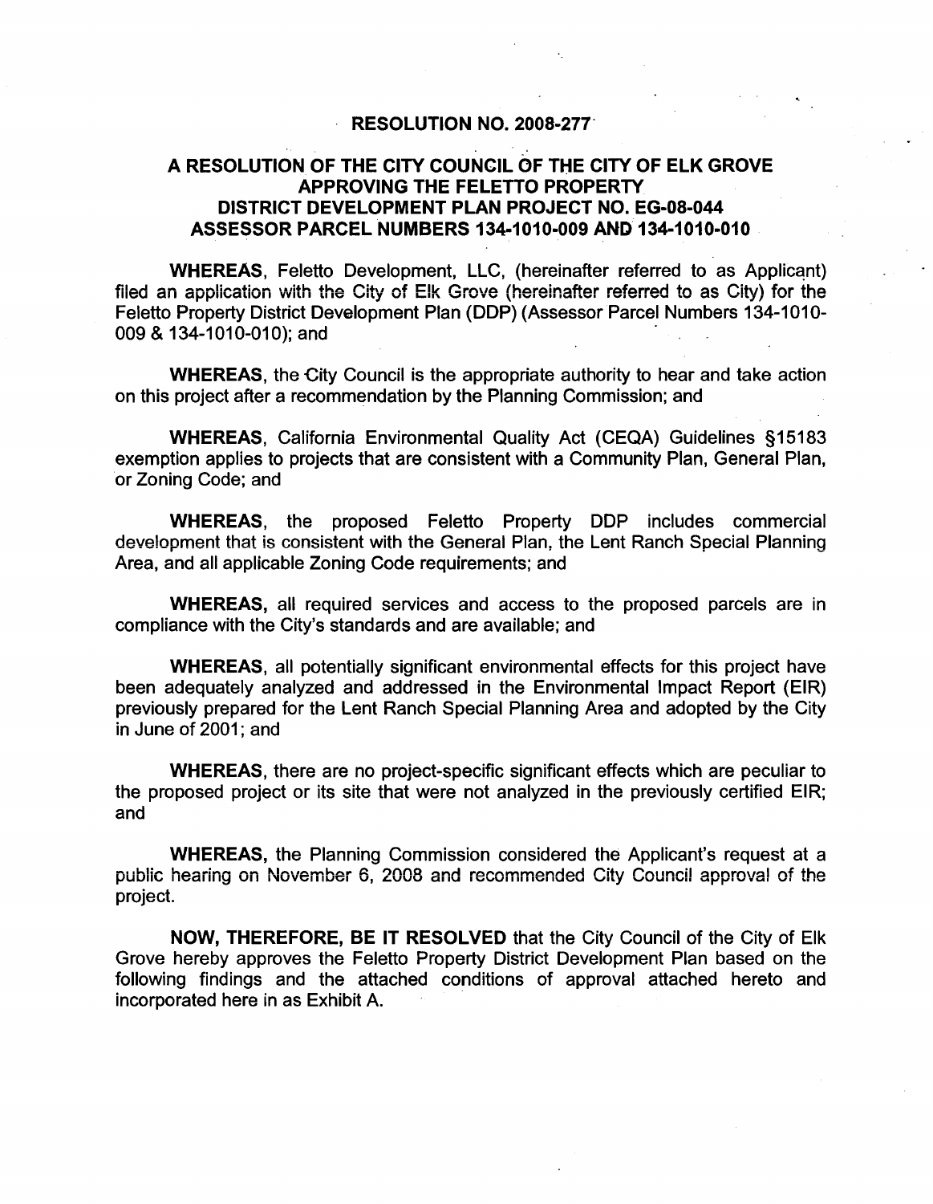# RESOLUTION NO. 2008-277

## A RESOLUTION OF THE CITY COUNCIL OF THE CITY OF ELK GROVE APPROVING THE FELETTO PROPERTY DISTRICT DEVELOPMENT PLAN PROJECT NO. EG-08-044 ASSESSOR PARCEL NUMBERS 134-1010-009 AND 134-1010-010

**WHEREAS**, Feletto Development, LLC, (hereinafter referred to as Applicant) filed an application with the City of Elk Grove (hereinafter referred to as City) for the Feletto Property District Development Plan (DDP) (Assessor Parcel Numbers 134-1010-009 & 134-1010-010); and

**WHEREAS**, the City Council is the appropriate authority to hear and take action on this project after a recommendation by the Planning Commission; and

**WHEREAS**, California Environmental Quality Act (CEQA) Guidelines §15183 exemption applies to projects that are consistent with a Community Plan, General Plan, or Zoning Code; and

**WHEREAS**, the proposed Feletto Property DDP includes commercial development that is consistent with the General Plan, the Lent Ranch Special Planning Area, and all applicable Zoning Code requirements; and

**WHEREAS,** all required services and access to the proposed parcels are in compliance with the City's standards and are available; and

**WHEREAS**, all potentially significant environmental effects for this project have been adequately analyzed and addressed in the Environmental Impact Report (EIR) previously prepared for the Lent Ranch Special Planning Area and adopted by the City in June of 2001; and

**WHEREAS**, there are no project-specific significant effects which are peculiar to the proposed project or its site that were not analyzed in the previously certified EIR; and

**WHEREAS**, the Planning Commission considered the Applicant's request at a public hearing on November 6, 2008 and recommended City Council approval of the project.

**NOW, THEREFORE, BE IT RESOLVED** that the City Council of the City of Elk Grove hereby approves the Feletto Property District Development Plan based on the following findings and the attached conditions of approval attached hereto and incorporated here in as Exhibit A.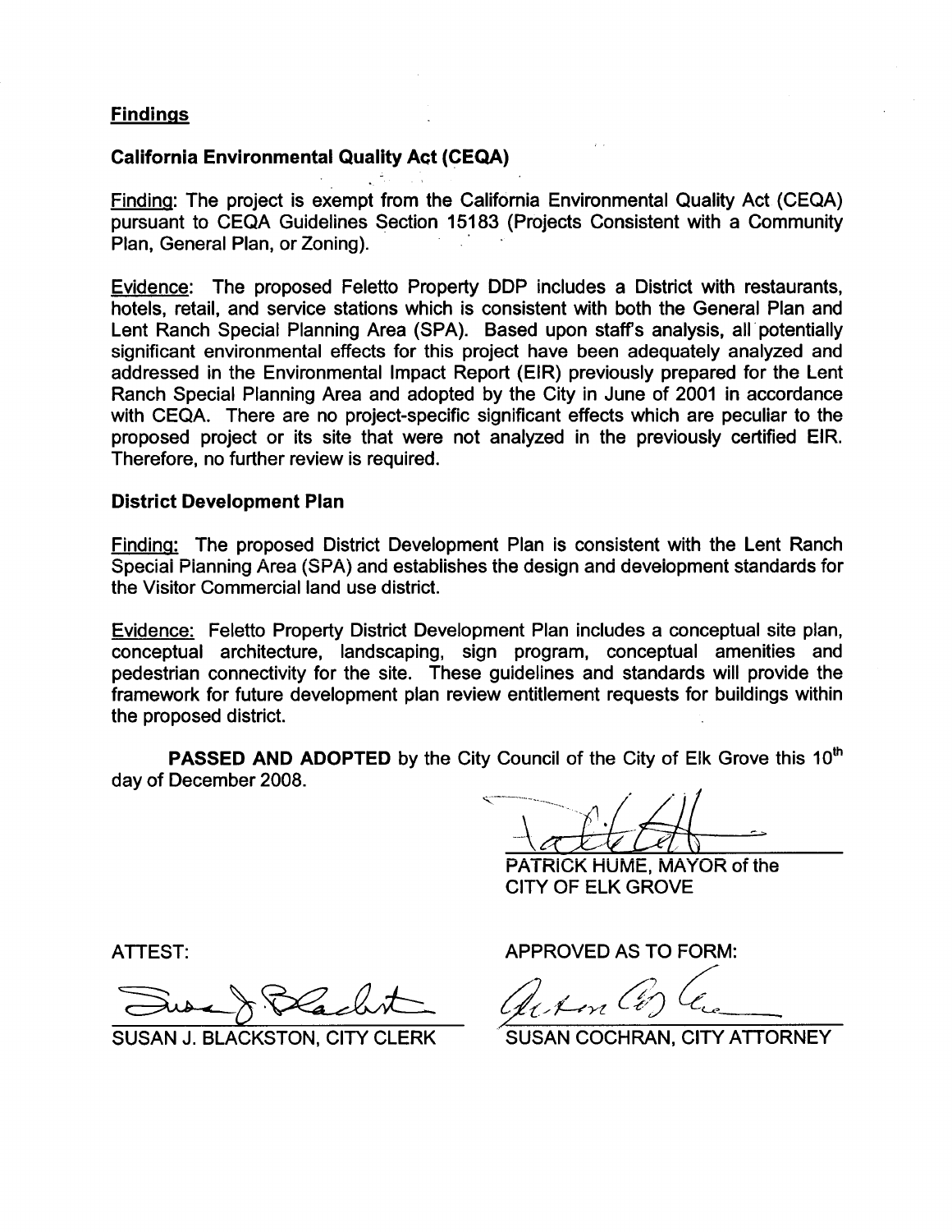## Findings

### California Environmental Quality Act (CEQA)

Finding: The project is exempt from the California Environmental Quality Act (CEQA) pursuant to CEQA Guidelines Section 15183 (Projects Consistent with a Community Plan, General Plan, or Zoning).

Evidence: The proposed Feletto Property DDP includes a District with restaurants, hotels, retail, and service stations which is consistent with both the General Plan and Lent Ranch Special Planning Area (SPA). Based upon staff's analysis, all potentially significant environmental effects for this project have been adequately analyzed and addressed in the Environmental Impact Report (EIR) previously prepared for the Lent Ranch Special Planning Area and adopted by the City in June of 2001 in accordance with CEQA. There are no project-specific significant effects which are peculiar to the proposed project or its site that were not analyzed in the previously certified EIR. Therefore, no further review is required.

### District Development Plan

Finding: The proposed District Development Plan is consistent with the Lent Ranch Special Planning Area (SPA) and establishes the design and development standards for the Visitor Commercial land use district.

Evidence: Feletto Property District Development Plan includes a conceptual site plan, conceptual architecture, landscaping, sign program, conceptual amenities and pedestrian connectivity for the site. These guidelines and standards will provide the framework for future development plan review entitlement requests for buildings within the proposed district.

**PASSED AND ADOPTED** by the City Council of the City of Elk Grove this 10th day of December 2008.

PATRICK HUME, MAYOR of the CITY OF ELK GROVE

ATTEST:

SUSAN J. BLACKSTON, CITY CLERK

APPROVED AS TO FORM:

SUSAN COCHRAN, CITY ATTORNEY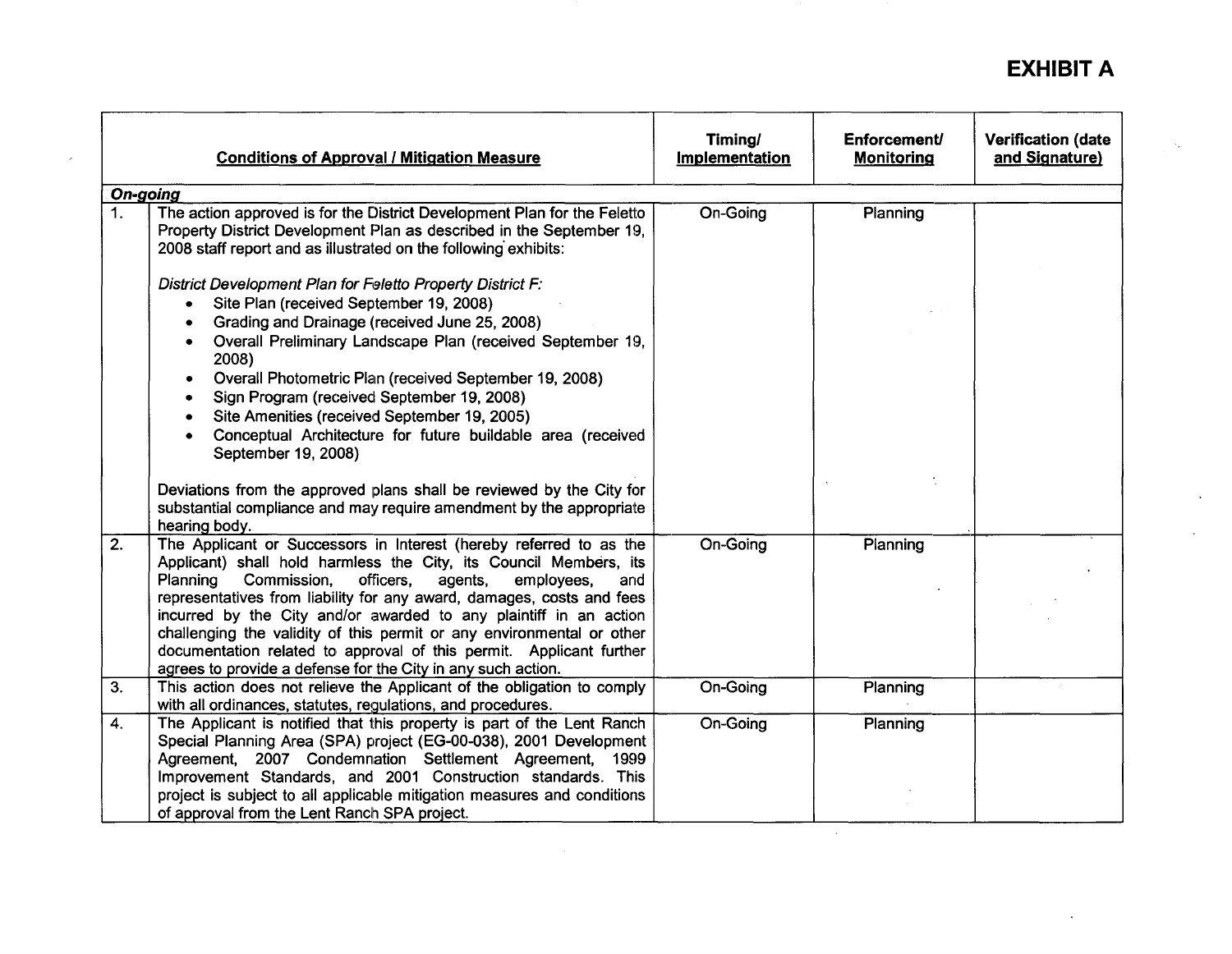# EXHIBIT A

| | Conditions of Approval / Mitigation Measure | Timing/ Implementation | Enforcement/ Monitoring | Verification (date and Signature) |
|---|---|---|---|---|
| ***On-going*** | | | | |
| 1. | The action approved is for the District Development Plan for the Feletto Property District Development Plan as described in the September 19, 2008 staff report and as illustrated on the following exhibits:<br><br>*District Development Plan for Feletto Property District F:*<br>• Site Plan (received September 19, 2008)<br>• Grading and Drainage (received June 25, 2008)<br>• Overall Preliminary Landscape Plan (received September 19, 2008)<br>• Overall Photometric Plan (received September 19, 2008)<br>• Sign Program (received September 19, 2008)<br>• Site Amenities (received September 19, 2005)<br>• Conceptual Architecture for future buildable area (received September 19, 2008)<br><br>Deviations from the approved plans shall be reviewed by the City for substantial compliance and may require amendment by the appropriate hearing body. | On-Going | Planning | |
| 2. | The Applicant or Successors in Interest (hereby referred to as the Applicant) shall hold harmless the City, its Council Members, its Planning Commission, officers, agents, employees, and representatives from liability for any award, damages, costs and fees incurred by the City and/or awarded to any plaintiff in an action challenging the validity of this permit or any environmental or other documentation related to approval of this permit. Applicant further agrees to provide a defense for the City in any such action. | On-Going | Planning | |
| 3. | This action does not relieve the Applicant of the obligation to comply with all ordinances, statutes, regulations, and procedures. | On-Going | Planning | |
| 4. | The Applicant is notified that this property is part of the Lent Ranch Special Planning Area (SPA) project (EG-00-038), 2001 Development Agreement, 2007 Condemnation Settlement Agreement, 1999 Improvement Standards, and 2001 Construction standards. This project is subject to all applicable mitigation measures and conditions of approval from the Lent Ranch SPA project. | On-Going | Planning | |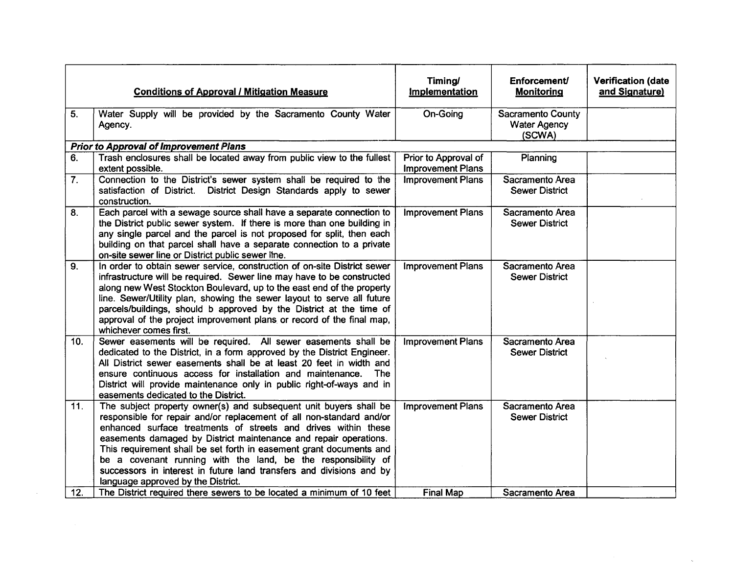| | Conditions of Approval / Mitigation Measure | Timing/ Implementation | Enforcement/ Monitoring | Verification (date and Signature) |
|---|---|---|---|---|
| 5. | Water Supply will be provided by the Sacramento County Water Agency. | On-Going | Sacramento County Water Agency (SCWA) | |
| ***Prior to Approval of Improvement Plans*** | | | | |
| 6. | Trash enclosures shall be located away from public view to the fullest extent possible. | Prior to Approval of Improvement Plans | Planning | |
| 7. | Connection to the District's sewer system shall be required to the satisfaction of District. District Design Standards apply to sewer construction. | Improvement Plans | Sacramento Area Sewer District | |
| 8. | Each parcel with a sewage source shall have a separate connection to the District public sewer system. If there is more than one building in any single parcel and the parcel is not proposed for split, then each building on that parcel shall have a separate connection to a private on-site sewer line or District public sewer line. | Improvement Plans | Sacramento Area Sewer District | |
| 9. | In order to obtain sewer service, construction of on-site District sewer infrastructure will be required. Sewer line may have to be constructed along new West Stockton Boulevard, up to the east end of the property line. Sewer/Utility plan, showing the sewer layout to serve all future parcels/buildings, should b approved by the District at the time of approval of the project improvement plans or record of the final map, whichever comes first. | Improvement Plans | Sacramento Area Sewer District | |
| 10. | Sewer easements will be required. All sewer easements shall be dedicated to the District, in a form approved by the District Engineer. All District sewer easements shall be at least 20 feet in width and ensure continuous access for installation and maintenance. The District will provide maintenance only in public right-of-ways and in easements dedicated to the District. | Improvement Plans | Sacramento Area Sewer District | |
| 11. | The subject property owner(s) and subsequent unit buyers shall be responsible for repair and/or replacement of all non-standard and/or enhanced surface treatments of streets and drives within these easements damaged by District maintenance and repair operations. This requirement shall be set forth in easement grant documents and be a covenant running with the land, be the responsibility of successors in interest in future land transfers and divisions and by language approved by the District. | Improvement Plans | Sacramento Area Sewer District | |
| 12. | The District required there sewers to be located a minimum of 10 feet | Final Map | Sacramento Area | |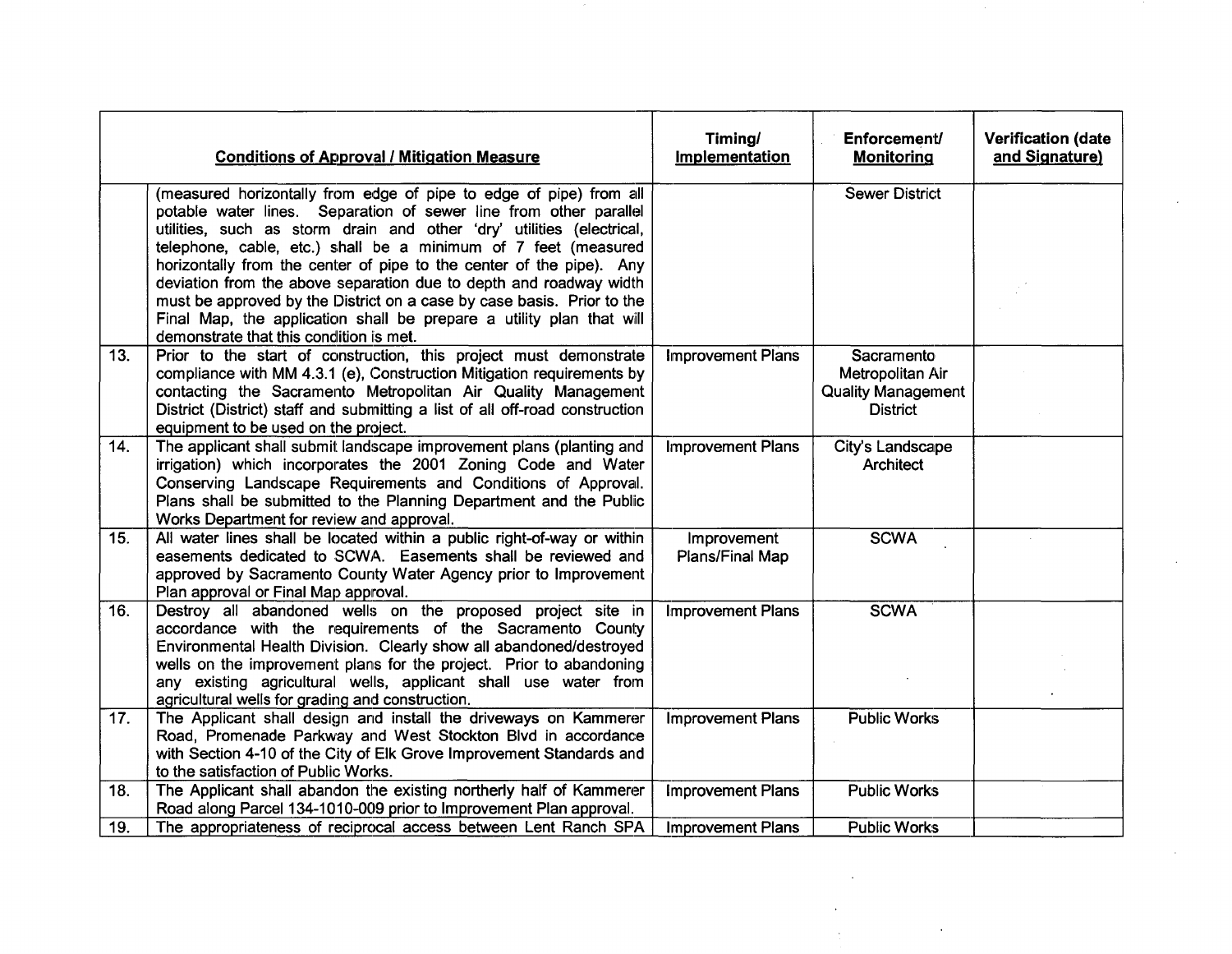| | Conditions of Approval / Mitigation Measure | Timing/ Implementation | Enforcement/ Monitoring | Verification (date and Signature) |
|---|---|---|---|---|
| | (measured horizontally from edge of pipe to edge of pipe) from all potable water lines. Separation of sewer line from other parallel utilities, such as storm drain and other 'dry' utilities (electrical, telephone, cable, etc.) shall be a minimum of 7 feet (measured horizontally from the center of pipe to the center of the pipe). Any deviation from the above separation due to depth and roadway width must be approved by the District on a case by case basis. Prior to the Final Map, the application shall be prepare a utility plan that will demonstrate that this condition is met. | | Sewer District | |
| 13. | Prior to the start of construction, this project must demonstrate compliance with MM 4.3.1 (e), Construction Mitigation requirements by contacting the Sacramento Metropolitan Air Quality Management District (District) staff and submitting a list of all off-road construction equipment to be used on the project. | Improvement Plans | Sacramento Metropolitan Air Quality Management District | |
| 14. | The applicant shall submit landscape improvement plans (planting and irrigation) which incorporates the 2001 Zoning Code and Water Conserving Landscape Requirements and Conditions of Approval. Plans shall be submitted to the Planning Department and the Public Works Department for review and approval. | Improvement Plans | City's Landscape Architect | |
| 15. | All water lines shall be located within a public right-of-way or within easements dedicated to SCWA. Easements shall be reviewed and approved by Sacramento County Water Agency prior to Improvement Plan approval or Final Map approval. | Improvement Plans/Final Map | SCWA | |
| 16. | Destroy all abandoned wells on the proposed project site in accordance with the requirements of the Sacramento County Environmental Health Division. Clearly show all abandoned/destroyed wells on the improvement plans for the project. Prior to abandoning any existing agricultural wells, applicant shall use water from agricultural wells for grading and construction. | Improvement Plans | SCWA | |
| 17. | The Applicant shall design and install the driveways on Kammerer Road, Promenade Parkway and West Stockton Blvd in accordance with Section 4-10 of the City of Elk Grove Improvement Standards and to the satisfaction of Public Works. | Improvement Plans | Public Works | |
| 18. | The Applicant shall abandon the existing northerly half of Kammerer Road along Parcel 134-1010-009 prior to Improvement Plan approval. | Improvement Plans | Public Works | |
| 19. | The appropriateness of reciprocal access between Lent Ranch SPA | Improvement Plans | Public Works | |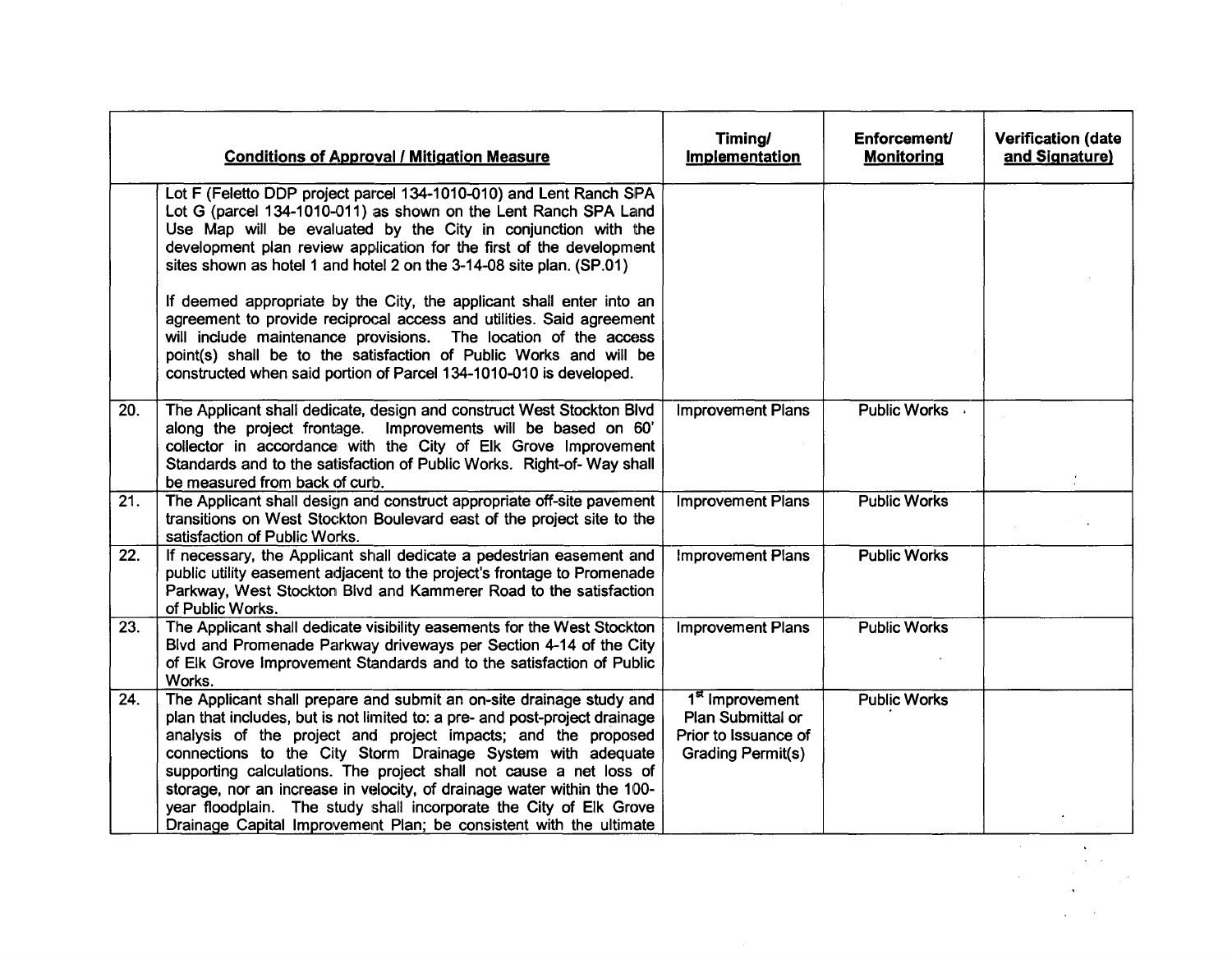| | Conditions of Approval / Mitigation Measure | Timing/ Implementation | Enforcement/ Monitoring | Verification (date and Signature) |
|---|---|---|---|---|
| | Lot F (Feletto DDP project parcel 134-1010-010) and Lent Ranch SPA Lot G (parcel 134-1010-011) as shown on the Lent Ranch SPA Land Use Map will be evaluated by the City in conjunction with the development plan review application for the first of the development sites shown as hotel 1 and hotel 2 on the 3-14-08 site plan. (SP.01)<br><br>If deemed appropriate by the City, the applicant shall enter into an agreement to provide reciprocal access and utilities. Said agreement will include maintenance provisions. The location of the access point(s) shall be to the satisfaction of Public Works and will be constructed when said portion of Parcel 134-1010-010 is developed. | | | |
| 20. | The Applicant shall dedicate, design and construct West Stockton Blvd along the project frontage. Improvements will be based on 60' collector in accordance with the City of Elk Grove Improvement Standards and to the satisfaction of Public Works. Right-of- Way shall be measured from back of curb. | Improvement Plans | Public Works | |
| 21. | The Applicant shall design and construct appropriate off-site pavement transitions on West Stockton Boulevard east of the project site to the satisfaction of Public Works. | Improvement Plans | Public Works | |
| 22. | If necessary, the Applicant shall dedicate a pedestrian easement and public utility easement adjacent to the project's frontage to Promenade Parkway, West Stockton Blvd and Kammerer Road to the satisfaction of Public Works. | Improvement Plans | Public Works | |
| 23. | The Applicant shall dedicate visibility easements for the West Stockton Blvd and Promenade Parkway driveways per Section 4-14 of the City of Elk Grove Improvement Standards and to the satisfaction of Public Works. | Improvement Plans | Public Works | |
| 24. | The Applicant shall prepare and submit an on-site drainage study and plan that includes, but is not limited to: a pre- and post-project drainage analysis of the project and project impacts; and the proposed connections to the City Storm Drainage System with adequate supporting calculations. The project shall not cause a net loss of storage, nor an increase in velocity, of drainage water within the 100-year floodplain. The study shall incorporate the City of Elk Grove Drainage Capital Improvement Plan; be consistent with the ultimate | 1st Improvement Plan Submittal or Prior to Issuance of Grading Permit(s) | Public Works | |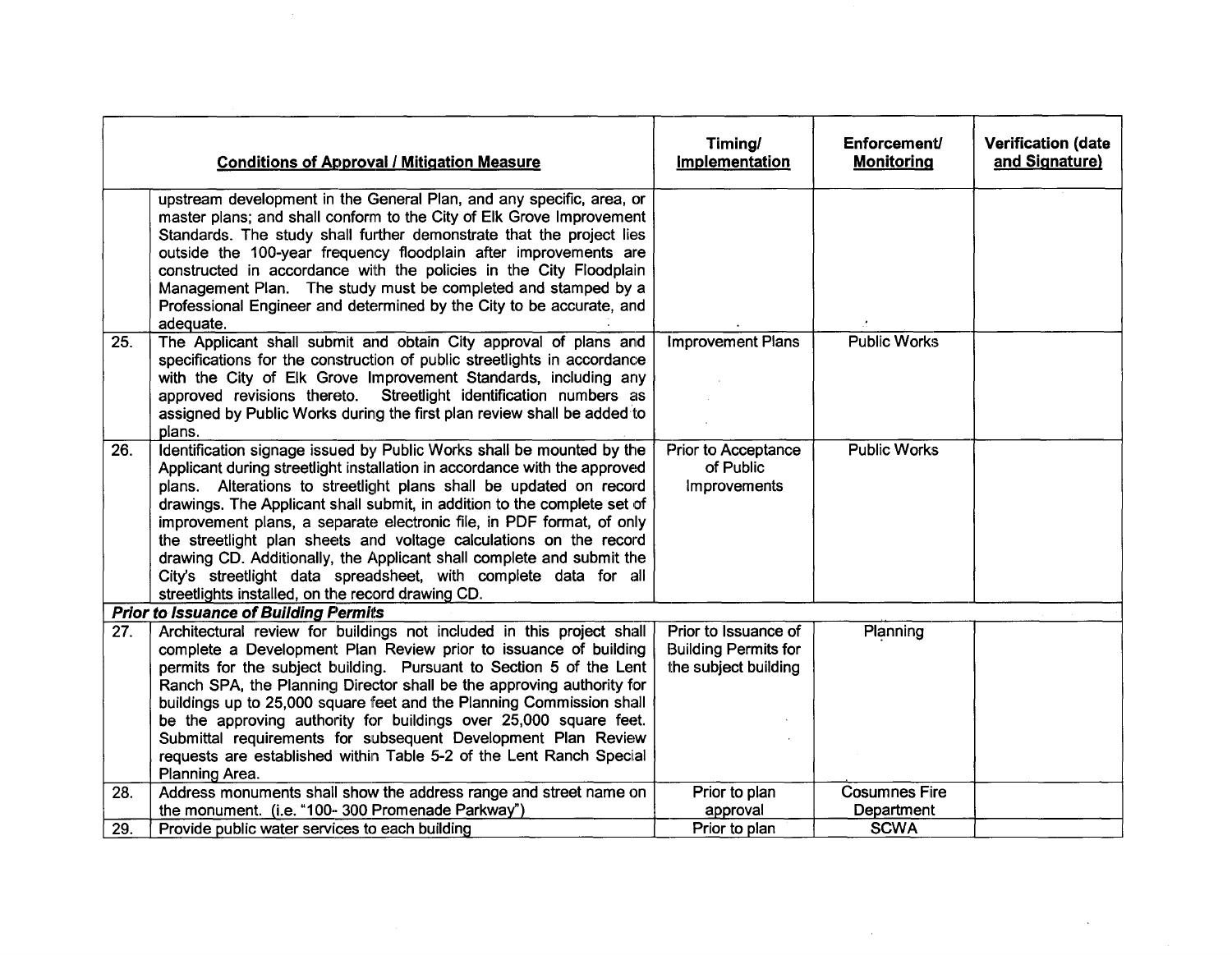| | Conditions of Approval / Mitigation Measure | Timing/ Implementation | Enforcement/ Monitoring | Verification (date and Signature) |
|---|---|---|---|---|
| | upstream development in the General Plan, and any specific, area, or master plans; and shall conform to the City of Elk Grove Improvement Standards. The study shall further demonstrate that the project lies outside the 100-year frequency floodplain after improvements are constructed in accordance with the policies in the City Floodplain Management Plan. The study must be completed and stamped by a Professional Engineer and determined by the City to be accurate, and adequate. | | | |
| 25. | The Applicant shall submit and obtain City approval of plans and specifications for the construction of public streetlights in accordance with the City of Elk Grove Improvement Standards, including any approved revisions thereto. Streetlight identification numbers as assigned by Public Works during the first plan review shall be added to plans. | Improvement Plans | Public Works | |
| 26. | Identification signage issued by Public Works shall be mounted by the Applicant during streetlight installation in accordance with the approved plans. Alterations to streetlight plans shall be updated on record drawings. The Applicant shall submit, in addition to the complete set of improvement plans, a separate electronic file, in PDF format, of only the streetlight plan sheets and voltage calculations on the record drawing CD. Additionally, the Applicant shall complete and submit the City's streetlight data spreadsheet, with complete data for all streetlights installed, on the record drawing CD. | Prior to Acceptance of Public Improvements | Public Works | |
| ***Prior to Issuance of Building Permits*** | | | | |
| 27. | Architectural review for buildings not included in this project shall complete a Development Plan Review prior to issuance of building permits for the subject building. Pursuant to Section 5 of the Lent Ranch SPA, the Planning Director shall be the approving authority for buildings up to 25,000 square feet and the Planning Commission shall be the approving authority for buildings over 25,000 square feet. Submittal requirements for subsequent Development Plan Review requests are established within Table 5-2 of the Lent Ranch Special Planning Area. | Prior to Issuance of Building Permits for the subject building | Planning | |
| 28. | Address monuments shall show the address range and street name on the monument. (i.e. "100- 300 Promenade Parkway") | Prior to plan approval | Cosumnes Fire Department | |
| 29. | Provide public water services to each building | Prior to plan | SCWA | |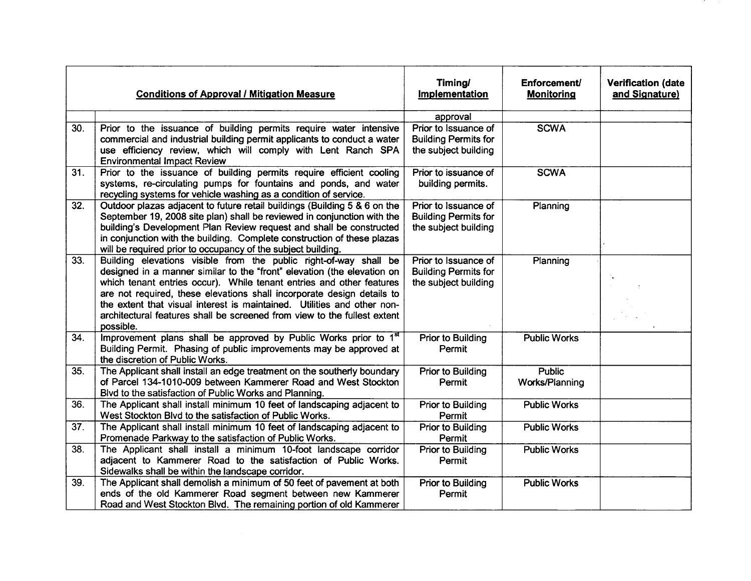| | Conditions of Approval / Mitigation Measure | Timing/ Implementation | Enforcement/ Monitoring | Verification (date and Signature) |
|---|---|---|---|---|
| | | approval | | |
| 30. | Prior to the issuance of building permits require water intensive commercial and industrial building permit applicants to conduct a water use efficiency review, which will comply with Lent Ranch SPA Environmental Impact Review | Prior to Issuance of Building Permits for the subject building | SCWA | |
| 31. | Prior to the issuance of building permits require efficient cooling systems, re-circulating pumps for fountains and ponds, and water recycling systems for vehicle washing as a condition of service. | Prior to issuance of building permits. | SCWA | |
| 32. | Outdoor plazas adjacent to future retail buildings (Building 5 & 6 on the September 19, 2008 site plan) shall be reviewed in conjunction with the building's Development Plan Review request and shall be constructed in conjunction with the building. Complete construction of these plazas will be required prior to occupancy of the subject building. | Prior to Issuance of Building Permits for the subject building | Planning | |
| 33. | Building elevations visible from the public right-of-way shall be designed in a manner similar to the "front" elevation (the elevation on which tenant entries occur). While tenant entries and other features are not required, these elevations shall incorporate design details to the extent that visual interest is maintained. Utilities and other non-architectural features shall be screened from view to the fullest extent possible. | Prior to Issuance of Building Permits for the subject building | Planning | |
| 34. | Improvement plans shall be approved by Public Works prior to 1st Building Permit. Phasing of public improvements may be approved at the discretion of Public Works. | Prior to Building Permit | Public Works | |
| 35. | The Applicant shall install an edge treatment on the southerly boundary of Parcel 134-1010-009 between Kammerer Road and West Stockton Blvd to the satisfaction of Public Works and Planning. | Prior to Building Permit | Public Works/Planning | |
| 36. | The Applicant shall install minimum 10 feet of landscaping adjacent to West Stockton Blvd to the satisfaction of Public Works. | Prior to Building Permit | Public Works | |
| 37. | The Applicant shall install minimum 10 feet of landscaping adjacent to Promenade Parkway to the satisfaction of Public Works. | Prior to Building Permit | Public Works | |
| 38. | The Applicant shall install a minimum 10-foot landscape corridor adjacent to Kammerer Road to the satisfaction of Public Works. Sidewalks shall be within the landscape corridor. | Prior to Building Permit | Public Works | |
| 39. | The Applicant shall demolish a minimum of 50 feet of pavement at both ends of the old Kammerer Road segment between new Kammerer Road and West Stockton Blvd. The remaining portion of old Kammerer | Prior to Building Permit | Public Works | |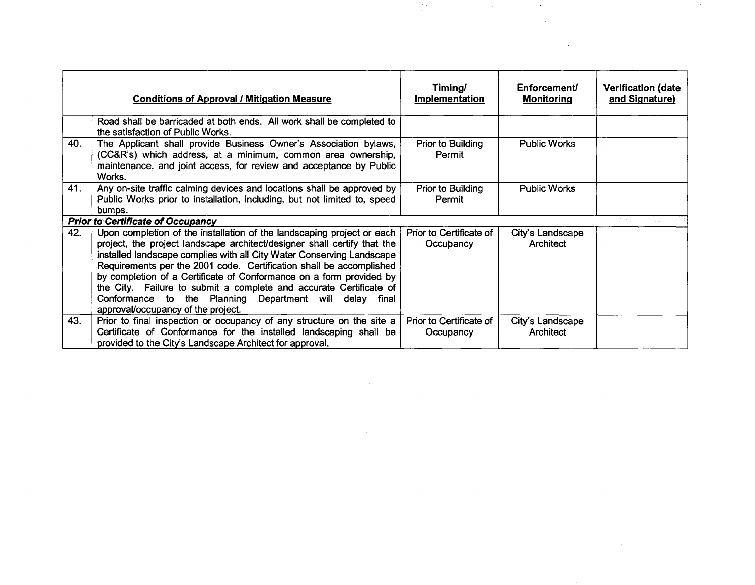| | Conditions of Approval / Mitigation Measure | Timing/ Implementation | Enforcement/ Monitoring | Verification (date and Signature) |
|---|---|---|---|---|
| | Road shall be barricaded at both ends. All work shall be completed to the satisfaction of Public Works. | | | |
| 40. | The Applicant shall provide Business Owner's Association bylaws, (CC&R's) which address, at a minimum, common area ownership, maintenance, and joint access, for review and acceptance by Public Works. | Prior to Building Permit | Public Works | |
| 41. | Any on-site traffic calming devices and locations shall be approved by Public Works prior to installation, including, but not limited to, speed bumps. | Prior to Building Permit | Public Works | |
| ***Prior to Certificate of Occupancy*** | | | | |
| 42. | Upon completion of the installation of the landscaping project or each project, the project landscape architect/designer shall certify that the installed landscape complies with all City Water Conserving Landscape Requirements per the 2001 code. Certification shall be accomplished by completion of a Certificate of Conformance on a form provided by the City. Failure to submit a complete and accurate Certificate of Conformance to the Planning Department will delay final approval/occupancy of the project. | Prior to Certificate of Occupancy | City's Landscape Architect | |
| 43. | Prior to final inspection or occupancy of any structure on the site a Certificate of Conformance for the installed landscaping shall be provided to the City's Landscape Architect for approval. | Prior to Certificate of Occupancy | City's Landscape Architect | |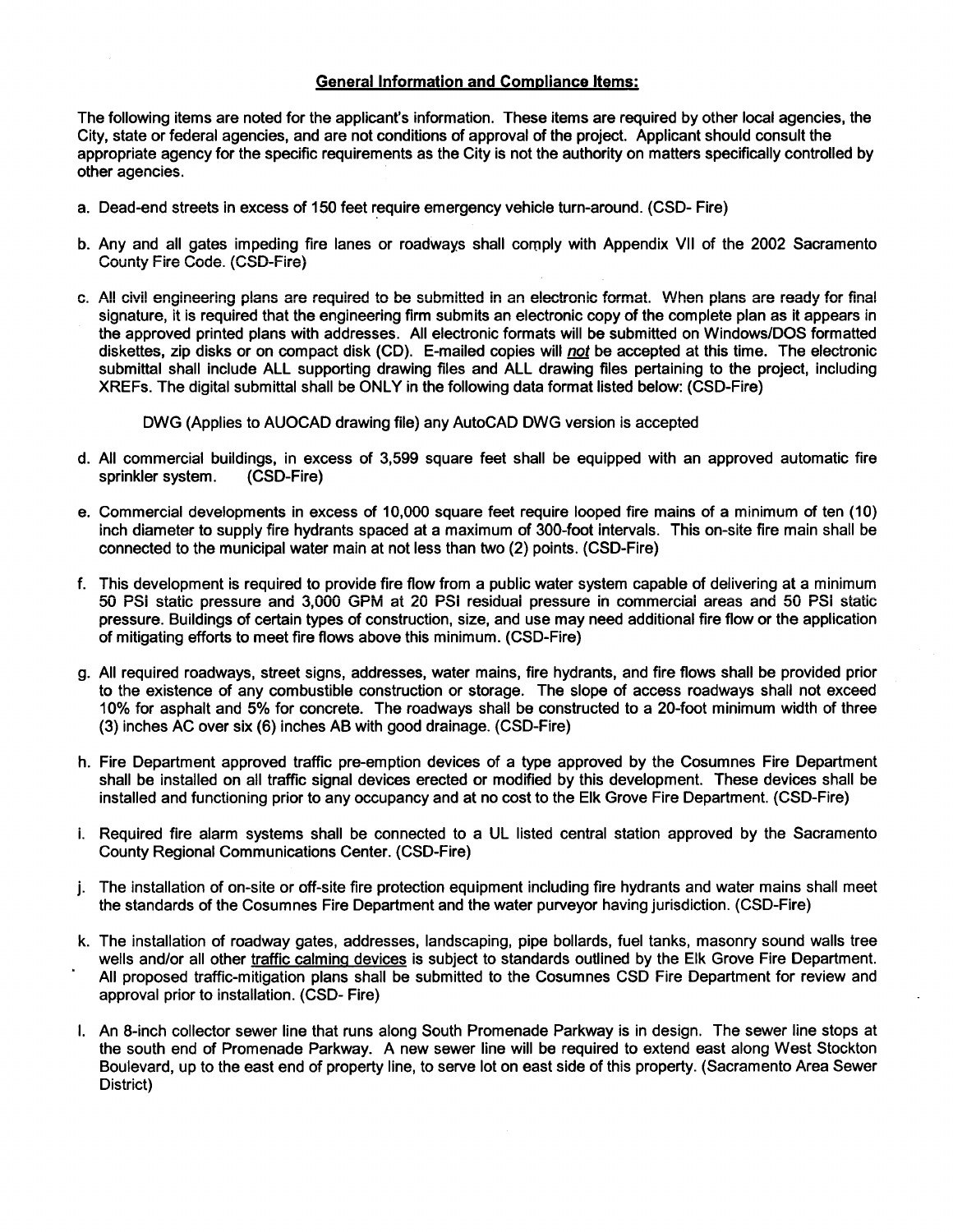## General Information and Compliance Items:

The following items are noted for the applicant's information. These items are required by other local agencies, the City, state or federal agencies, and are not conditions of approval of the project. Applicant should consult the appropriate agency for the specific requirements as the City is not the authority on matters specifically controlled by other agencies.

a. Dead-end streets in excess of 150 feet require emergency vehicle turn-around. (CSD- Fire)

b. Any and all gates impeding fire lanes or roadways shall comply with Appendix VII of the 2002 Sacramento County Fire Code. (CSD-Fire)

c. All civil engineering plans are required to be submitted in an electronic format. When plans are ready for final signature, it is required that the engineering firm submits an electronic copy of the complete plan as it appears in the approved printed plans with addresses. All electronic formats will be submitted on Windows/DOS formatted diskettes, zip disks or on compact disk (CD). E-mailed copies will *not* be accepted at this time. The electronic submittal shall include ALL supporting drawing files and ALL drawing files pertaining to the project, including XREFs. The digital submittal shall be ONLY in the following data format listed below: (CSD-Fire)

    DWG (Applies to AUOCAD drawing file) any AutoCAD DWG version is accepted

d. All commercial buildings, in excess of 3,599 square feet shall be equipped with an approved automatic fire sprinkler system. (CSD-Fire)

e. Commercial developments in excess of 10,000 square feet require looped fire mains of a minimum of ten (10) inch diameter to supply fire hydrants spaced at a maximum of 300-foot intervals. This on-site fire main shall be connected to the municipal water main at not less than two (2) points. (CSD-Fire)

f. This development is required to provide fire flow from a public water system capable of delivering at a minimum 50 PSI static pressure and 3,000 GPM at 20 PSI residual pressure in commercial areas and 50 PSI static pressure. Buildings of certain types of construction, size, and use may need additional fire flow or the application of mitigating efforts to meet fire flows above this minimum. (CSD-Fire)

g. All required roadways, street signs, addresses, water mains, fire hydrants, and fire flows shall be provided prior to the existence of any combustible construction or storage. The slope of access roadways shall not exceed 10% for asphalt and 5% for concrete. The roadways shall be constructed to a 20-foot minimum width of three (3) inches AC over six (6) inches AB with good drainage. (CSD-Fire)

h. Fire Department approved traffic pre-emption devices of a type approved by the Cosumnes Fire Department shall be installed on all traffic signal devices erected or modified by this development. These devices shall be installed and functioning prior to any occupancy and at no cost to the Elk Grove Fire Department. (CSD-Fire)

i. Required fire alarm systems shall be connected to a UL listed central station approved by the Sacramento County Regional Communications Center. (CSD-Fire)

j. The installation of on-site or off-site fire protection equipment including fire hydrants and water mains shall meet the standards of the Cosumnes Fire Department and the water purveyor having jurisdiction. (CSD-Fire)

k. The installation of roadway gates, addresses, landscaping, pipe bollards, fuel tanks, masonry sound walls tree wells and/or all other traffic calming devices is subject to standards outlined by the Elk Grove Fire Department. All proposed traffic-mitigation plans shall be submitted to the Cosumnes CSD Fire Department for review and approval prior to installation. (CSD- Fire)

l. An 8-inch collector sewer line that runs along South Promenade Parkway is in design. The sewer line stops at the south end of Promenade Parkway. A new sewer line will be required to extend east along West Stockton Boulevard, up to the east end of property line, to serve lot on east side of this property. (Sacramento Area Sewer District)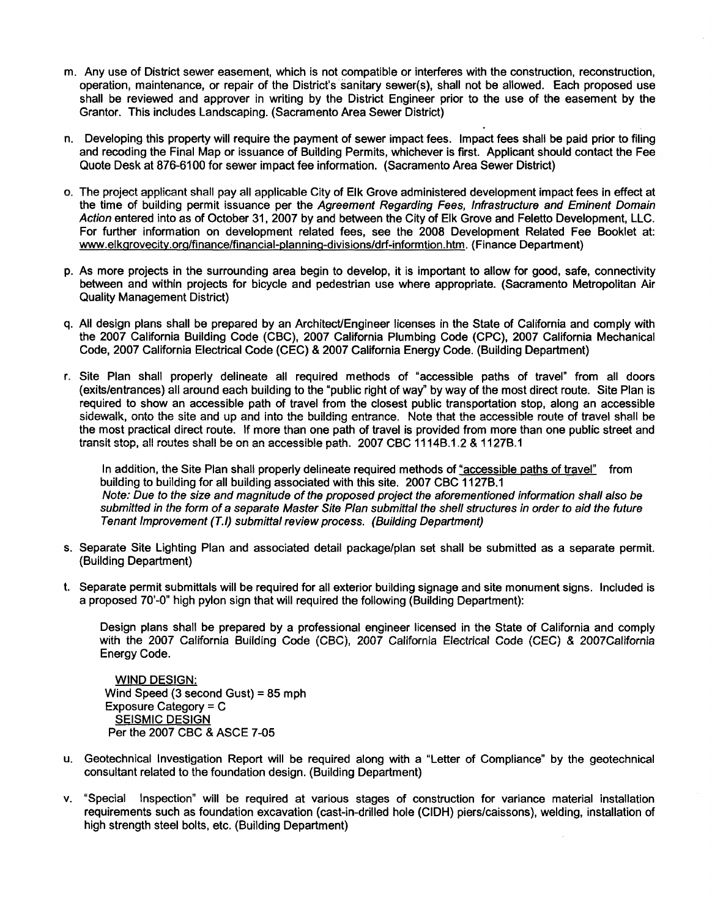m. Any use of District sewer easement, which is not compatible or interferes with the construction, reconstruction, operation, maintenance, or repair of the District's sanitary sewer(s), shall not be allowed. Each proposed use shall be reviewed and approver in writing by the District Engineer prior to the use of the easement by the Grantor. This includes Landscaping. (Sacramento Area Sewer District)

n. Developing this property will require the payment of sewer impact fees. Impact fees shall be paid prior to filing and recoding the Final Map or issuance of Building Permits, whichever is first. Applicant should contact the Fee Quote Desk at 876-6100 for sewer impact fee information. (Sacramento Area Sewer District)

o. The project applicant shall pay all applicable City of Elk Grove administered development impact fees in effect at the time of building permit issuance per the *Agreement Regarding Fees, Infrastructure and Eminent Domain Action* entered into as of October 31, 2007 by and between the City of Elk Grove and Feletto Development, LLC. For further information on development related fees, see the 2008 Development Related Fee Booklet at: www.elkgrovecity.org/finance/financial-planning-divisions/drf-informtion.htm. (Finance Department)

p. As more projects in the surrounding area begin to develop, it is important to allow for good, safe, connectivity between and within projects for bicycle and pedestrian use where appropriate. (Sacramento Metropolitan Air Quality Management District)

q. All design plans shall be prepared by an Architect/Engineer licenses in the State of California and comply with the 2007 California Building Code (CBC), 2007 California Plumbing Code (CPC), 2007 California Mechanical Code, 2007 California Electrical Code (CEC) & 2007 California Energy Code. (Building Department)

r. Site Plan shall properly delineate all required methods of "accessible paths of travel" from all doors (exits/entrances) all around each building to the "public right of way" by way of the most direct route. Site Plan is required to show an accessible path of travel from the closest public transportation stop, along an accessible sidewalk, onto the site and up and into the building entrance. Note that the accessible route of travel shall be the most practical direct route. If more than one path of travel is provided from more than one public street and transit stop, all routes shall be on an accessible path. 2007 CBC 1114B.1.2 & 1127B.1

   In addition, the Site Plan shall properly delineate required methods of "accessible paths of travel" from building to building for all building associated with this site. 2007 CBC 1127B.1
   *Note: Due to the size and magnitude of the proposed project the aforementioned information shall also be submitted in the form of a separate Master Site Plan submittal the shell structures in order to aid the future Tenant Improvement (T.I) submittal review process. (Building Department)*

s. Separate Site Lighting Plan and associated detail package/plan set shall be submitted as a separate permit. (Building Department)

t. Separate permit submittals will be required for all exterior building signage and site monument signs. Included is a proposed 70'-0" high pylon sign that will required the following (Building Department):

   Design plans shall be prepared by a professional engineer licensed in the State of California and comply with the 2007 California Building Code (CBC), 2007 California Electrical Code (CEC) & 2007California Energy Code.

   WIND DESIGN:
   Wind Speed (3 second Gust) = 85 mph
   Exposure Category = C
   SEISMIC DESIGN
   Per the 2007 CBC & ASCE 7-05

u. Geotechnical Investigation Report will be required along with a "Letter of Compliance" by the geotechnical consultant related to the foundation design. (Building Department)

v. "Special Inspection" will be required at various stages of construction for variance material installation requirements such as foundation excavation (cast-in-drilled hole (CIDH) piers/caissons), welding, installation of high strength steel bolts, etc. (Building Department)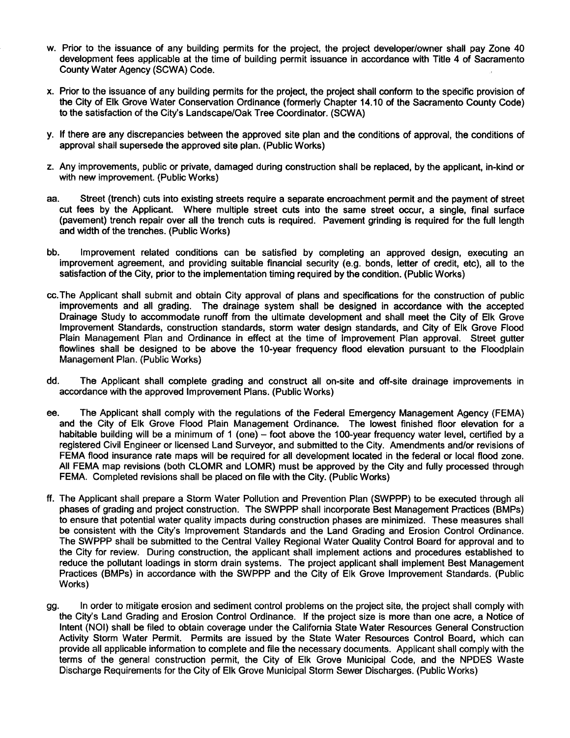w. Prior to the issuance of any building permits for the project, the project developer/owner shall pay Zone 40 development fees applicable at the time of building permit issuance in accordance with Title 4 of Sacramento County Water Agency (SCWA) Code.

x. Prior to the issuance of any building permits for the project, the project shall conform to the specific provision of the City of Elk Grove Water Conservation Ordinance (formerly Chapter 14.10 of the Sacramento County Code) to the satisfaction of the City's Landscape/Oak Tree Coordinator. (SCWA)

y. If there are any discrepancies between the approved site plan and the conditions of approval, the conditions of approval shall supersede the approved site plan. (Public Works)

z. Any improvements, public or private, damaged during construction shall be replaced, by the applicant, in-kind or with new improvement. (Public Works)

aa. Street (trench) cuts into existing streets require a separate encroachment permit and the payment of street cut fees by the Applicant. Where multiple street cuts into the same street occur, a single, final surface (pavement) trench repair over all the trench cuts is required. Pavement grinding is required for the full length and width of the trenches. (Public Works)

bb. Improvement related conditions can be satisfied by completing an approved design, executing an improvement agreement, and providing suitable financial security (e.g. bonds, letter of credit, etc), all to the satisfaction of the City, prior to the implementation timing required by the condition. (Public Works)

cc. The Applicant shall submit and obtain City approval of plans and specifications for the construction of public improvements and all grading. The drainage system shall be designed in accordance with the accepted Drainage Study to accommodate runoff from the ultimate development and shall meet the City of Elk Grove Improvement Standards, construction standards, storm water design standards, and City of Elk Grove Flood Plain Management Plan and Ordinance in effect at the time of Improvement Plan approval. Street gutter flowlines shall be designed to be above the 10-year frequency flood elevation pursuant to the Floodplain Management Plan. (Public Works)

dd. The Applicant shall complete grading and construct all on-site and off-site drainage improvements in accordance with the approved Improvement Plans. (Public Works)

ee. The Applicant shall comply with the regulations of the Federal Emergency Management Agency (FEMA) and the City of Elk Grove Flood Plain Management Ordinance. The lowest finished floor elevation for a habitable building will be a minimum of 1 (one) – foot above the 100-year frequency water level, certified by a registered Civil Engineer or licensed Land Surveyor, and submitted to the City. Amendments and/or revisions of FEMA flood insurance rate maps will be required for all development located in the federal or local flood zone. All FEMA map revisions (both CLOMR and LOMR) must be approved by the City and fully processed through FEMA. Completed revisions shall be placed on file with the City. (Public Works)

ff. The Applicant shall prepare a Storm Water Pollution and Prevention Plan (SWPPP) to be executed through all phases of grading and project construction. The SWPPP shall incorporate Best Management Practices (BMPs) to ensure that potential water quality impacts during construction phases are minimized. These measures shall be consistent with the City's Improvement Standards and the Land Grading and Erosion Control Ordinance. The SWPPP shall be submitted to the Central Valley Regional Water Quality Control Board for approval and to the City for review. During construction, the applicant shall implement actions and procedures established to reduce the pollutant loadings in storm drain systems. The project applicant shall implement Best Management Practices (BMPs) in accordance with the SWPPP and the City of Elk Grove Improvement Standards. (Public Works)

gg. In order to mitigate erosion and sediment control problems on the project site, the project shall comply with the City's Land Grading and Erosion Control Ordinance. If the project size is more than one acre, a Notice of Intent (NOI) shall be filed to obtain coverage under the California State Water Resources General Construction Activity Storm Water Permit. Permits are issued by the State Water Resources Control Board, which can provide all applicable information to complete and file the necessary documents. Applicant shall comply with the terms of the general construction permit, the City of Elk Grove Municipal Code, and the NPDES Waste Discharge Requirements for the City of Elk Grove Municipal Storm Sewer Discharges. (Public Works)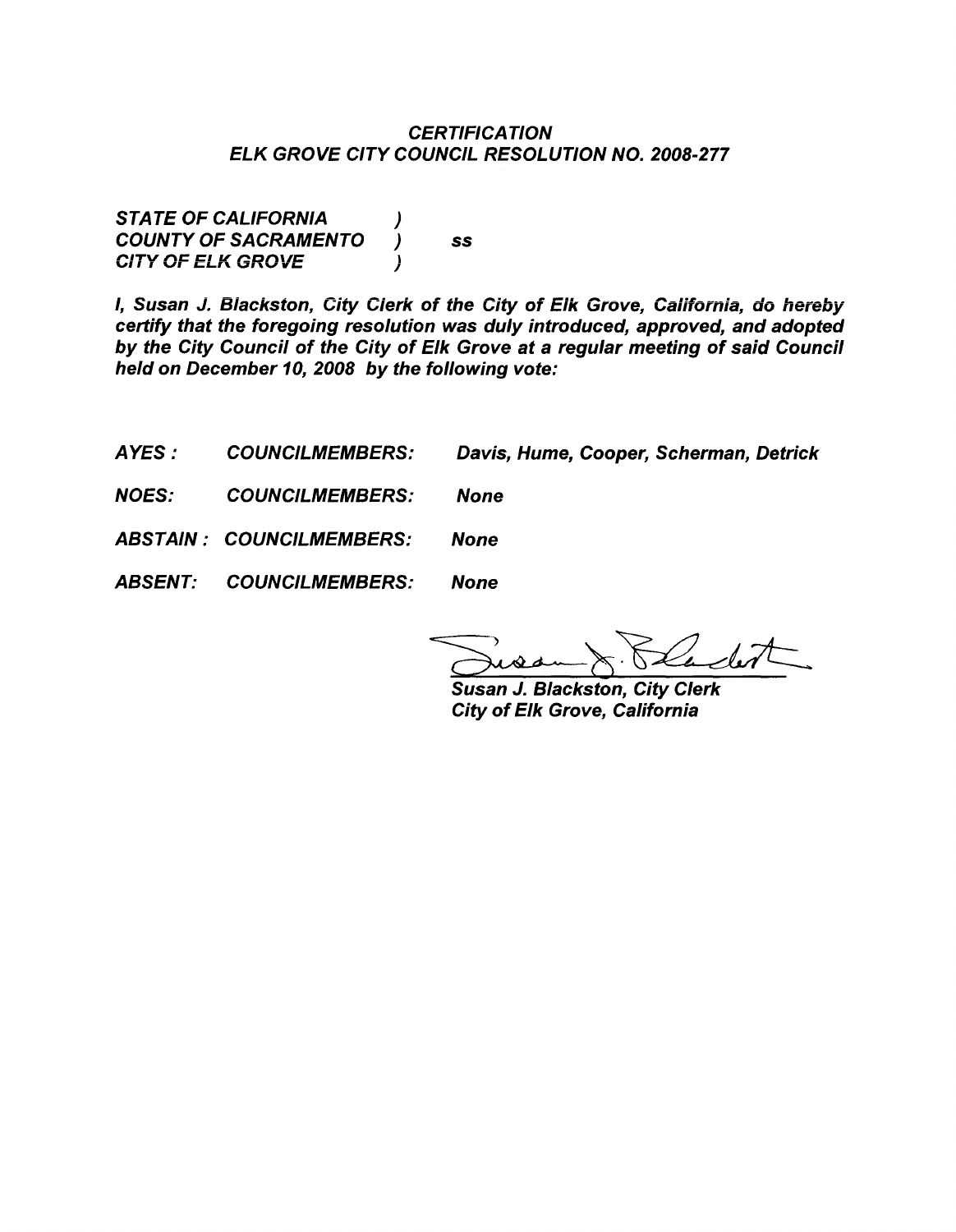### *CERTIFICATION*
### *ELK GROVE CITY COUNCIL RESOLUTION NO. 2008-277*

***STATE OF CALIFORNIA )***
***COUNTY OF SACRAMENTO ) ss***
***CITY OF ELK GROVE )***

***I, Susan J. Blackston, City Clerk of the City of Elk Grove, California, do hereby certify that the foregoing resolution was duly introduced, approved, and adopted by the City Council of the City of Elk Grove at a regular meeting of said Council held on December 10, 2008 by the following vote:***

| | | |
|---|---|---|
| ***AYES :*** | ***COUNCILMEMBERS:*** | ***Davis, Hume, Cooper, Scherman, Detrick*** |
| ***NOES:*** | ***COUNCILMEMBERS:*** | ***None*** |
| ***ABSTAIN :*** | ***COUNCILMEMBERS:*** | ***None*** |
| ***ABSENT:*** | ***COUNCILMEMBERS:*** | ***None*** |

*Susan J. Blackston*

***Susan J. Blackston, City Clerk***
***City of Elk Grove, California***